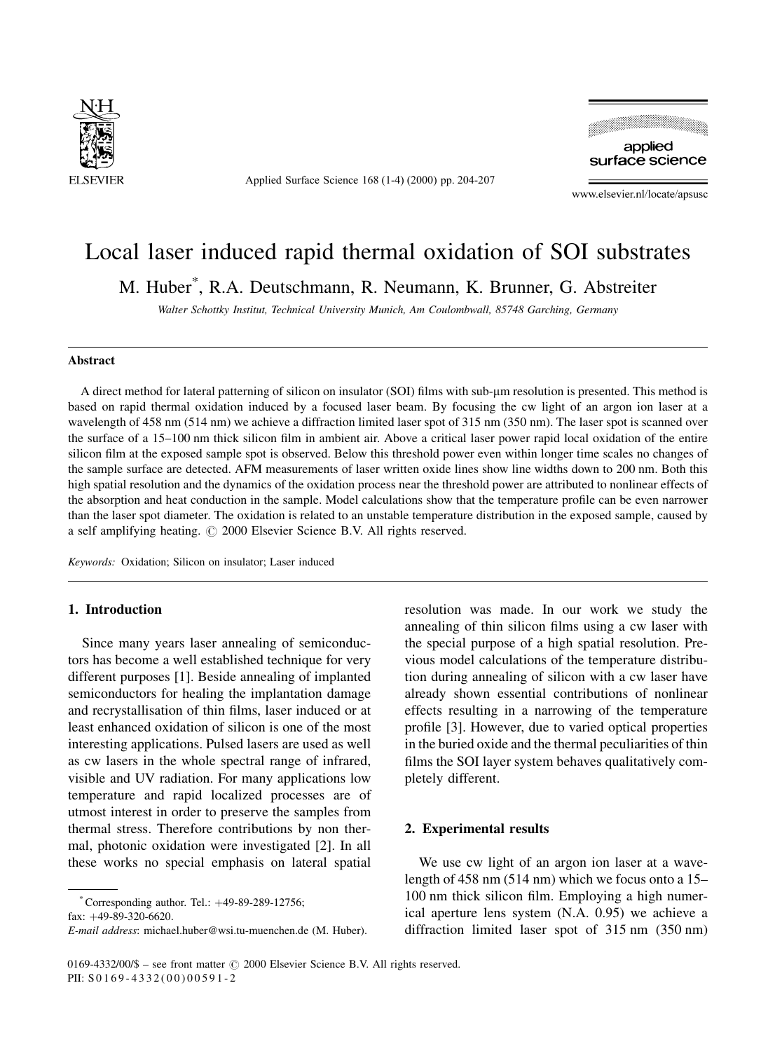# Local laser induced rapid thermal oxidation of SOI substrates

M. Huber*, R.A. Deutschmann, R. Neumann, K. Brunner, G. Abstreiter

*Walter Schottky Institut, Technical University Munich, Am Coulombwall, 85748 Garching, Germany*

## Abstract

A direct method for lateral patterning of silicon on insulator (SOI) films with sub-μm resolution is presented. This method is based on rapid thermal oxidation induced by a focused laser beam. By focusing the cw light of an argon ion laser at a wavelength of 458 nm (514 nm) we achieve a diffraction limited laser spot of 315 nm (350 nm). The laser spot is scanned over the surface of a 15–100 nm thick silicon film in ambient air. Above a critical laser power rapid local oxidation of the entire silicon film at the exposed sample spot is observed. Below this threshold power even within longer time scales no changes of the sample surface are detected. AFM measurements of laser written oxide lines show line widths down to 200 nm. Both this high spatial resolution and the dynamics of the oxidation process near the threshold power are attributed to nonlinear effects of the absorption and heat conduction in the sample. Model calculations show that the temperature profile can be even narrower than the laser spot diameter. The oxidation is related to an unstable temperature distribution in the exposed sample, caused by a self amplifying heating. © 2000 Elsevier Science B.V. All rights reserved.

*Keywords:* Oxidation; Silicon on insulator; Laser induced

## 1. Introduction

Since many years laser annealing of semiconductors has become a well established technique for very different purposes [1]. Beside annealing of implanted semiconductors for healing the implantation damage and recrystallisation of thin films, laser induced or at least enhanced oxidation of silicon is one of the most interesting applications. Pulsed lasers are used as well as cw lasers in the whole spectral range of infrared, visible and UV radiation. For many applications low temperature and rapid localized processes are of utmost interest in order to preserve the samples from thermal stress. Therefore contributions by non thermal, photonic oxidation were investigated [2]. In all these works no special emphasis on lateral spatial resolution was made. In our work we study the annealing of thin silicon films using a cw laser with the special purpose of a high spatial resolution. Previous model calculations of the temperature distribution during annealing of silicon with a cw laser have already shown essential contributions of nonlinear effects resulting in a narrowing of the temperature profile [3]. However, due to varied optical properties in the buried oxide and the thermal peculiarities of thin films the SOI layer system behaves qualitatively completely different.

## 2. Experimental results

We use cw light of an argon ion laser at a wavelength of 458 nm (514 nm) which we focus onto a 15–100 nm thick silicon film. Employing a high numerical aperture lens system (N.A. 0.95) we achieve a diffraction limited laser spot of 315 nm (350 nm)

* Corresponding author. Tel.: +49-89-289-12756; fax: +49-89-320-6620.
*E-mail address*: michael.huber@wsi.tu-muenchen.de (M. Huber).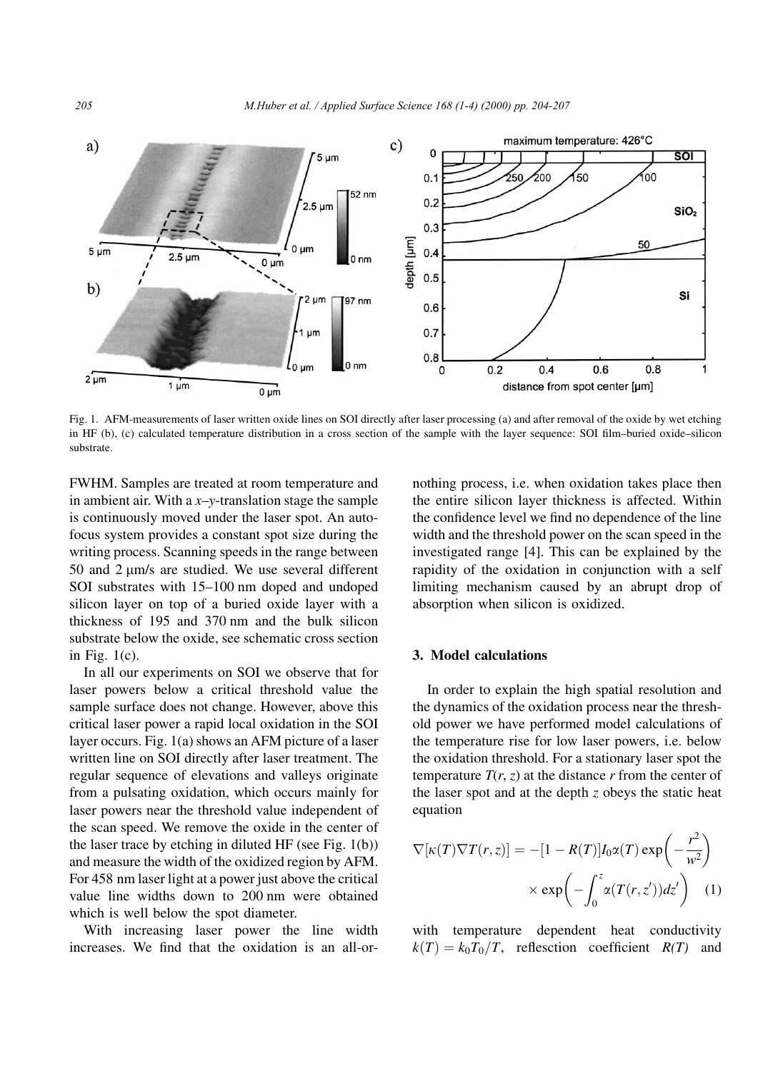Fig. 1. AFM-measurements of laser written oxide lines on SOI directly after laser processing (a) and after removal of the oxide by wet etching in HF (b), (c) calculated temperature distribution in a cross section of the sample with the layer sequence: SOI film–buried oxide–silicon substrate.

FWHM. Samples are treated at room temperature and in ambient air. With a $x$–$y$-translation stage the sample is continuously moved under the laser spot. An autofocus system provides a constant spot size during the writing process. Scanning speeds in the range between 50 and 2 µm/s are studied. We use several different SOI substrates with 15–100 nm doped and undoped silicon layer on top of a buried oxide layer with a thickness of 195 and 370 nm and the bulk silicon substrate below the oxide, see schematic cross section in Fig. 1(c).

In all our experiments on SOI we observe that for laser powers below a critical threshold value the sample surface does not change. However, above this critical laser power a rapid local oxidation in the SOI layer occurs. Fig. 1(a) shows an AFM picture of a laser written line on SOI directly after laser treatment. The regular sequence of elevations and valleys originate from a pulsating oxidation, which occurs mainly for laser powers near the threshold value independent of the scan speed. We remove the oxide in the center of the laser trace by etching in diluted HF (see Fig. 1(b)) and measure the width of the oxidized region by AFM. For 458 nm laser light at a power just above the critical value line widths down to 200 nm were obtained which is well below the spot diameter.

With increasing laser power the line width increases. We find that the oxidation is an all-or-nothing process, i.e. when oxidation takes place then the entire silicon layer thickness is affected. Within the confidence level we find no dependence of the line width and the threshold power on the scan speed in the investigated range [4]. This can be explained by the rapidity of the oxidation in conjunction with a self limiting mechanism caused by an abrupt drop of absorption when silicon is oxidized.

## 3. Model calculations

In order to explain the high spatial resolution and the dynamics of the oxidation process near the threshold power we have performed model calculations of the temperature rise for low laser powers, i.e. below the oxidation threshold. For a stationary laser spot the temperature $T(r, z)$ at the distance $r$ from the center of the laser spot and at the depth $z$ obeys the static heat equation

$$\nabla[\kappa(T)\nabla T(r,z)] = -[1 - R(T)]I_0\alpha(T)\exp\left(-\frac{r^2}{w^2}\right) \times \exp\left(-\int_0^z \alpha(T(r,z'))dz'\right) \quad (1)$$

with temperature dependent heat conductivity $k(T) = k_0T_0/T$, reflesction coefficient $R(T)$ and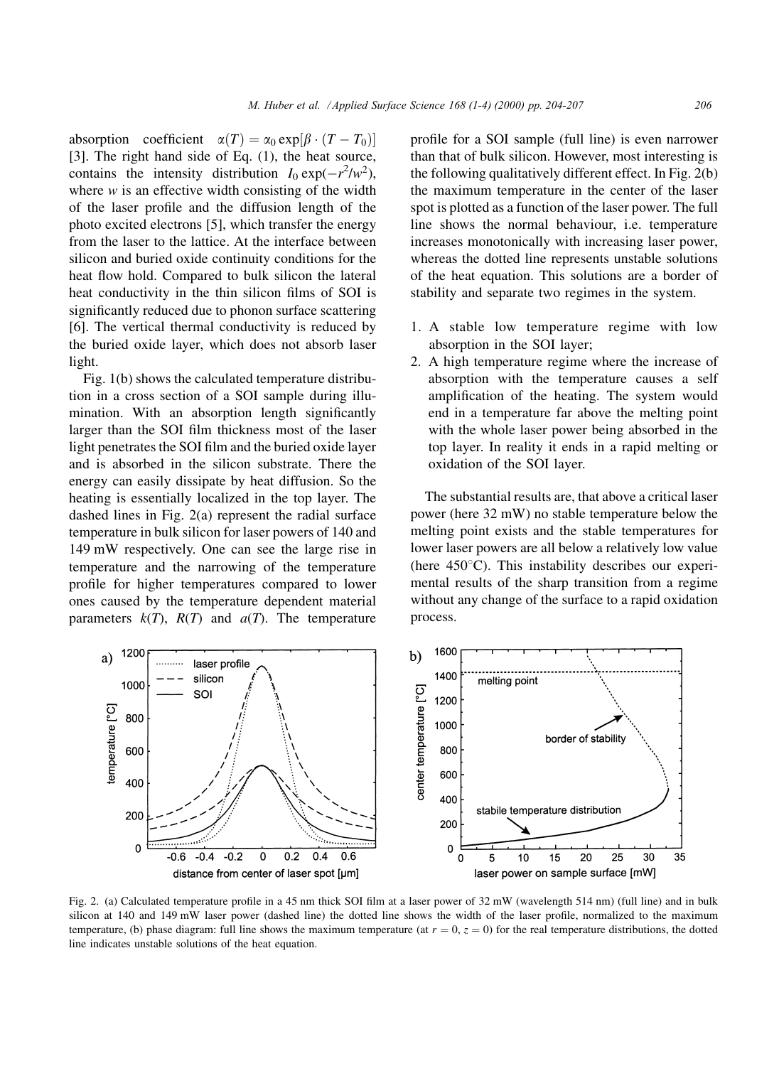absorption coefficient $\alpha(T) = \alpha_0 \exp[\beta \cdot (T - T_0)]$ [3]. The right hand side of Eq. (1), the heat source, contains the intensity distribution $I_0 \exp(-r^2/w^2)$, where $w$ is an effective width consisting of the width of the laser profile and the diffusion length of the photo excited electrons [5], which transfer the energy from the laser to the lattice. At the interface between silicon and buried oxide continuity conditions for the heat flow hold. Compared to bulk silicon the lateral heat conductivity in the thin silicon films of SOI is significantly reduced due to phonon surface scattering [6]. The vertical thermal conductivity is reduced by the buried oxide layer, which does not absorb laser light.

Fig. 1(b) shows the calculated temperature distribution in a cross section of a SOI sample during illumination. With an absorption length significantly larger than the SOI film thickness most of the laser light penetrates the SOI film and the buried oxide layer and is absorbed in the silicon substrate. There the energy can easily dissipate by heat diffusion. So the heating is essentially localized in the top layer. The dashed lines in Fig. 2(a) represent the radial surface temperature in bulk silicon for laser powers of 140 and 149 mW respectively. One can see the large rise in temperature and the narrowing of the temperature profile for higher temperatures compared to lower ones caused by the temperature dependent material parameters $k(T)$, $R(T)$ and $a(T)$. The temperature profile for a SOI sample (full line) is even narrower than that of bulk silicon. However, most interesting is the following qualitatively different effect. In Fig. 2(b) the maximum temperature in the center of the laser spot is plotted as a function of the laser power. The full line shows the normal behaviour, i.e. temperature increases monotonically with increasing laser power, whereas the dotted line represents unstable solutions of the heat equation. This solutions are a border of stability and separate two regimes in the system.

1. A stable low temperature regime with low absorption in the SOI layer;
2. A high temperature regime where the increase of absorption with the temperature causes a self amplification of the heating. The system would end in a temperature far above the melting point with the whole laser power being absorbed in the top layer. In reality it ends in a rapid melting or oxidation of the SOI layer.

The substantial results are, that above a critical laser power (here 32 mW) no stable temperature below the melting point exists and the stable temperatures for lower laser powers are all below a relatively low value (here 450°C). This instability describes our experimental results of the sharp transition from a regime without any change of the surface to a rapid oxidation process.

Fig. 2. (a) Calculated temperature profile in a 45 nm thick SOI film at a laser power of 32 mW (wavelength 514 nm) (full line) and in bulk silicon at 140 and 149 mW laser power (dashed line) the dotted line shows the width of the laser profile, normalized to the maximum temperature, (b) phase diagram: full line shows the maximum temperature (at $r = 0$, $z = 0$) for the real temperature distributions, the dotted line indicates unstable solutions of the heat equation.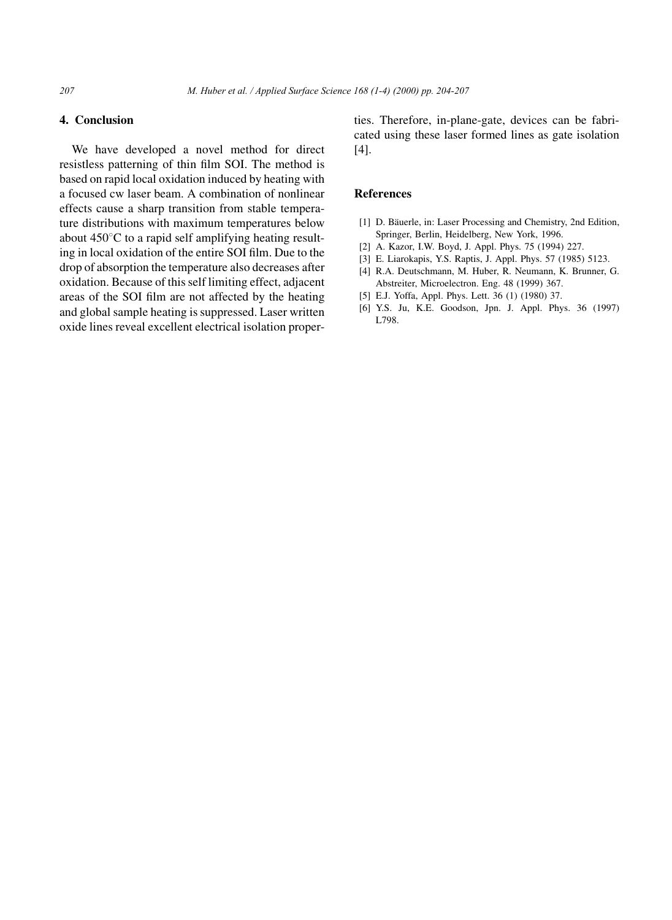## 4. Conclusion

We have developed a novel method for direct resistless patterning of thin film SOI. The method is based on rapid local oxidation induced by heating with a focused cw laser beam. A combination of nonlinear effects cause a sharp transition from stable temperature distributions with maximum temperatures below about 450°C to a rapid self amplifying heating resulting in local oxidation of the entire SOI film. Due to the drop of absorption the temperature also decreases after oxidation. Because of this self limiting effect, adjacent areas of the SOI film are not affected by the heating and global sample heating is suppressed. Laser written oxide lines reveal excellent electrical isolation properties. Therefore, in-plane-gate, devices can be fabricated using these laser formed lines as gate isolation [4].

## References

[1] D. Bäuerle, in: Laser Processing and Chemistry, 2nd Edition, Springer, Berlin, Heidelberg, New York, 1996.
[2] A. Kazor, I.W. Boyd, J. Appl. Phys. 75 (1994) 227.
[3] E. Liarokapis, Y.S. Raptis, J. Appl. Phys. 57 (1985) 5123.
[4] R.A. Deutschmann, M. Huber, R. Neumann, K. Brunner, G. Abstreiter, Microelectron. Eng. 48 (1999) 367.
[5] E.J. Yoffa, Appl. Phys. Lett. 36 (1) (1980) 37.
[6] Y.S. Ju, K.E. Goodson, Jpn. J. Appl. Phys. 36 (1997) L798.